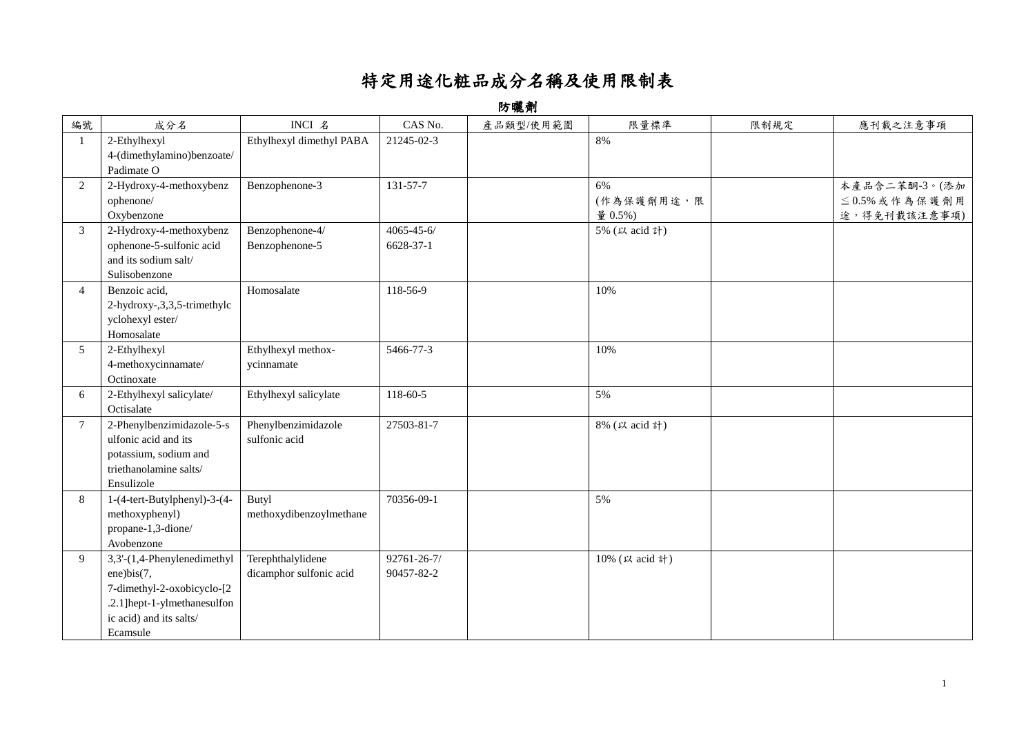# 特定用途化粧品成分名稱及使用限制表

## 防曬劑

| 編號 | 成分名 | INCI 名 | CAS No. | 產品類型/使用範圍 | 限量標準 | 限制規定 | 應刊載之注意事項 |
|---|---|---|---|---|---|---|---|
| 1 | 2-Ethylhexyl 4-(dimethylamino)benzoate/ Padimate O | Ethylhexyl dimethyl PABA | 21245-02-3 | | 8% | | |
| 2 | 2-Hydroxy-4-methoxybenzophenone/ Oxybenzone | Benzophenone-3 | 131-57-7 | | 6%<br>(作為保護劑用途，限量 0.5%) | | 本產品含二苯酮-3。(添加≦0.5%或作為保護劑用途，得免刊載該注意事項) |
| 3 | 2-Hydroxy-4-methoxybenzophenone-5-sulfonic acid and its sodium salt/ Sulisobenzone | Benzophenone-4/ Benzophenone-5 | 4065-45-6/ 6628-37-1 | | 5% (以 acid 計) | | |
| 4 | Benzoic acid, 2-hydroxy-,3,3,5-trimethylcyclohexyl ester/ Homosalate | Homosalate | 118-56-9 | | 10% | | |
| 5 | 2-Ethylhexyl 4-methoxycinnamate/ Octinoxate | Ethylhexyl methoxycinnamate | 5466-77-3 | | 10% | | |
| 6 | 2-Ethylhexyl salicylate/ Octisalate | Ethylhexyl salicylate | 118-60-5 | | 5% | | |
| 7 | 2-Phenylbenzimidazole-5-sulfonic acid and its potassium, sodium and triethanolamine salts/ Ensulizole | Phenylbenzimidazole sulfonic acid | 27503-81-7 | | 8% (以 acid 計) | | |
| 8 | 1-(4-tert-Butylphenyl)-3-(4-methoxyphenyl) propane-1,3-dione/ Avobenzone | Butyl methoxydibenzoylmethane | 70356-09-1 | | 5% | | |
| 9 | 3,3'-(1,4-Phenylenedimethylene)bis(7, 7-dimethyl-2-oxobicyclo-[2.2.1]hept-1-ylmethanesulfonic acid) and its salts/ Ecamsule | Terephthalylidene dicamphor sulfonic acid | 92761-26-7/ 90457-82-2 | | 10% (以 acid 計) | | |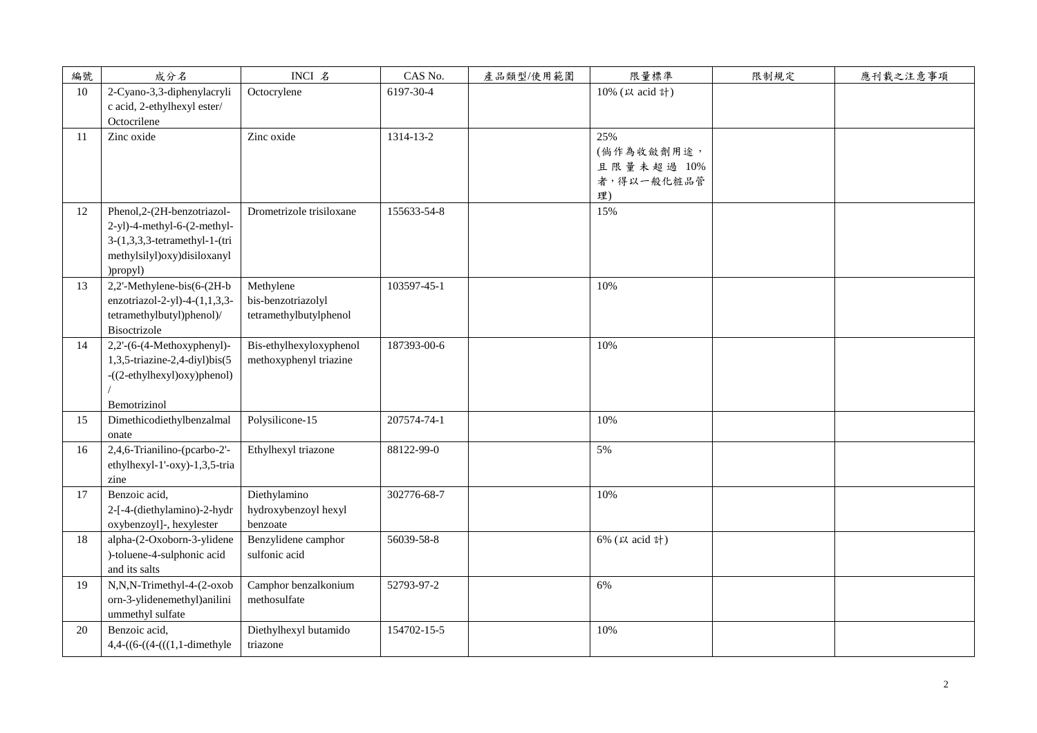| 編號 | 成分名 | INCI 名 | CAS No. | 產品類型/使用範圍 | 限量標準 | 限制規定 | 應刊載之注意事項 |
|---|---|---|---|---|---|---|---|
| 10 | 2-Cyano-3,3-diphenylacrylic acid, 2-ethylhexyl ester/ Octocrilene | Octocrylene | 6197-30-4 | | 10% (以 acid 計) | | |
| 11 | Zinc oxide | Zinc oxide | 1314-13-2 | | 25% (倘作為收斂劑用途，且限量未超過 10% 者，得以一般化粧品管理) | | |
| 12 | Phenol,2-(2H-benzotriazol-2-yl)-4-methyl-6-(2-methyl-3-(1,3,3,3-tetramethyl-1-(trimethylsilyl)oxy)disiloxanyl)propyl) | Drometrizole trisiloxane | 155633-54-8 | | 15% | | |
| 13 | 2,2'-Methylene-bis(6-(2H-benzotriazol-2-yl)-4-(1,1,3,3-tetramethylbutyl)phenol)/ Bisoctrizole | Methylene bis-benzotriazolyl tetramethylbutylphenol | 103597-45-1 | | 10% | | |
| 14 | 2,2'-(6-(4-Methoxyphenyl)-1,3,5-triazine-2,4-diyl)bis(5-((2-ethylhexyl)oxy)phenol) / Bemotrizinol | Bis-ethylhexyloxyphenol methoxyphenyl triazine | 187393-00-6 | | 10% | | |
| 15 | Dimethicodiethylbenzalmalonate | Polysilicone-15 | 207574-74-1 | | 10% | | |
| 16 | 2,4,6-Trianilino-(pcarbo-2'-ethylhexyl-1'-oxy)-1,3,5-triazine | Ethylhexyl triazone | 88122-99-0 | | 5% | | |
| 17 | Benzoic acid, 2-[-4-(diethylamino)-2-hydroxybenzoyl]-, hexylester | Diethylamino hydroxybenzoyl hexyl benzoate | 302776-68-7 | | 10% | | |
| 18 | alpha-(2-Oxoborn-3-ylidene)-toluene-4-sulphonic acid and its salts | Benzylidene camphor sulfonic acid | 56039-58-8 | | 6% (以 acid 計) | | |
| 19 | N,N,N-Trimethyl-4-(2-oxoborn-3-ylidenemethyl)anilinium methyl sulfate | Camphor benzalkonium methosulfate | 52793-97-2 | | 6% | | |
| 20 | Benzoic acid, 4,4-((6-((4-(((1,1-dimethyle | Diethylhexyl butamido triazone | 154702-15-5 | | 10% | | |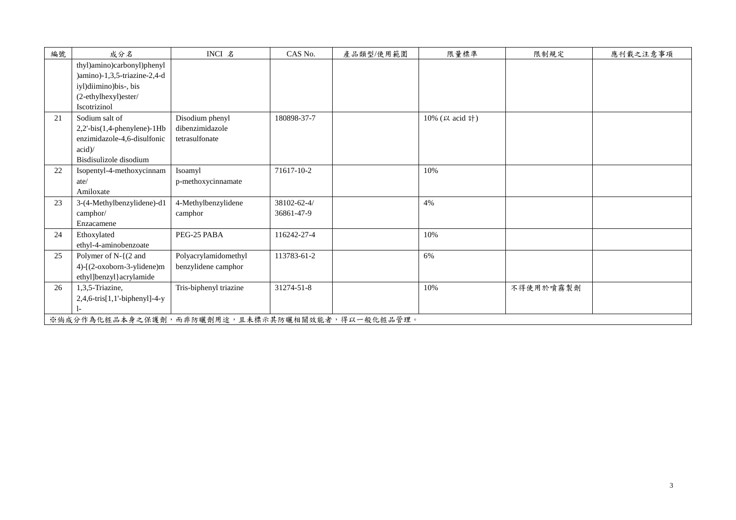| 編號 | 成分名 | INCI 名 | CAS No. | 產品類型/使用範圍 | 限量標準 | 限制規定 | 應刊載之注意事項 |
|---|---|---|---|---|---|---|---|
| | thyl)amino)carbonyl)phenyl)amino)-1,3,5-triazine-2,4-diyl)diimino)bis-, bis (2-ethylhexyl)ester/ Iscotrizinol | | | | | | |
| 21 | Sodium salt of 2,2'-bis(1,4-phenylene)-1Hbenzimidazole-4,6-disulfonic acid)/ Bisdisulizole disodium | Disodium phenyl dibenzimidazole tetrasulfonate | 180898-37-7 | | 10% (以 acid 計) | | |
| 22 | Isopentyl-4-methoxycinnamate/ Amiloxate | Isoamyl p-methoxycinnamate | 71617-10-2 | | 10% | | |
| 23 | 3-(4-Methylbenzylidene)-d1 camphor/ Enzacamene | 4-Methylbenzylidene camphor | 38102-62-4/ 36861-47-9 | | 4% | | |
| 24 | Ethoxylated ethyl-4-aminobenzoate | PEG-25 PABA | 116242-27-4 | | 10% | | |
| 25 | Polymer of N-{(2 and 4)-[(2-oxoborn-3-ylidene)methyl]benzyl}acrylamide | Polyacrylamidomethyl benzylidene camphor | 113783-61-2 | | 6% | | |
| 26 | 1,3,5-Triazine, 2,4,6-tris[1,1'-biphenyl]-4-yl- | Tris-biphenyl triazine | 31274-51-8 | | 10% | 不得使用於噴霧製劑 | |

※倘成分作為化粧品本身之保護劑，而非防曬劑用途，且未標示其防曬相關效能者，得以一般化粧品管理。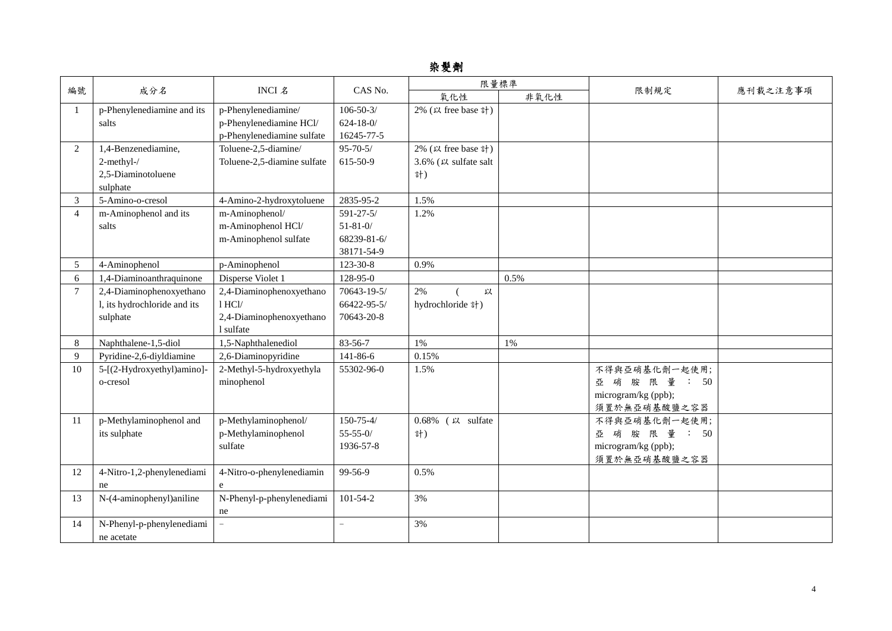# 染髮劑

| 編號 | 成分名 | INCI 名 | CAS No. | 限量標準 | | 限制規定 | 應刊載之注意事項 |
|---|---|---|---|---|---|---|---|
| | | | | 氧化性 | 非氧化性 | | |
| 1 | p-Phenylenediamine and its salts | p-Phenylenediamine/ p-Phenylenediamine HCl/ p-Phenylenediamine sulfate | 106-50-3/ 624-18-0/ 16245-77-5 | 2% (以 free base 計) | | | |
| 2 | 1,4-Benzenediamine, 2-methyl-/ 2,5-Diaminotoluene sulphate | Toluene-2,5-diamine/ Toluene-2,5-diamine sulfate | 95-70-5/ 615-50-9 | 2% (以 free base 計) 3.6% (以 sulfate salt 計) | | | |
| 3 | 5-Amino-o-cresol | 4-Amino-2-hydroxytoluene | 2835-95-2 | 1.5% | | | |
| 4 | m-Aminophenol and its salts | m-Aminophenol/ m-Aminophenol HCl/ m-Aminophenol sulfate | 591-27-5/ 51-81-0/ 68239-81-6/ 38171-54-9 | 1.2% | | | |
| 5 | 4-Aminophenol | p-Aminophenol | 123-30-8 | 0.9% | | | |
| 6 | 1,4-Diaminoanthraquinone | Disperse Violet 1 | 128-95-0 | | 0.5% | | |
| 7 | 2,4-Diaminophenoxyethanol, its hydrochloride and its sulphate | 2,4-Diaminophenoxyethanol HCl/ 2,4-Diaminophenoxyethanol sulfate | 70643-19-5/ 66422-95-5/ 70643-20-8 | 2% (以 hydrochloride 計) | | | |
| 8 | Naphthalene-1,5-diol | 1,5-Naphthalenediol | 83-56-7 | 1% | 1% | | |
| 9 | Pyridine-2,6-diyldiamine | 2,6-Diaminopyridine | 141-86-6 | 0.15% | | | |
| 10 | 5-[(2-Hydroxyethyl)amino]-o-cresol | 2-Methyl-5-hydroxyethylaminophenol | 55302-96-0 | 1.5% | | 不得與亞硝基化劑一起使用; 亞硝胺限量：50 microgram/kg (ppb); 須置於無亞硝基酸鹽之容器 | |
| 11 | p-Methylaminophenol and its sulphate | p-Methylaminophenol/ p-Methylaminophenol sulfate | 150-75-4/ 55-55-0/ 1936-57-8 | 0.68% (以 sulfate 計) | | 不得與亞硝基化劑一起使用; 亞硝胺限量：50 microgram/kg (ppb); 須置於無亞硝基酸鹽之容器 | |
| 12 | 4-Nitro-1,2-phenylenediamine | 4-Nitro-o-phenylenediamine | 99-56-9 | 0.5% | | | |
| 13 | N-(4-aminophenyl)aniline | N-Phenyl-p-phenylenediamine | 101-54-2 | 3% | | | |
| 14 | N-Phenyl-p-phenylenediamine acetate | – | – | 3% | | | |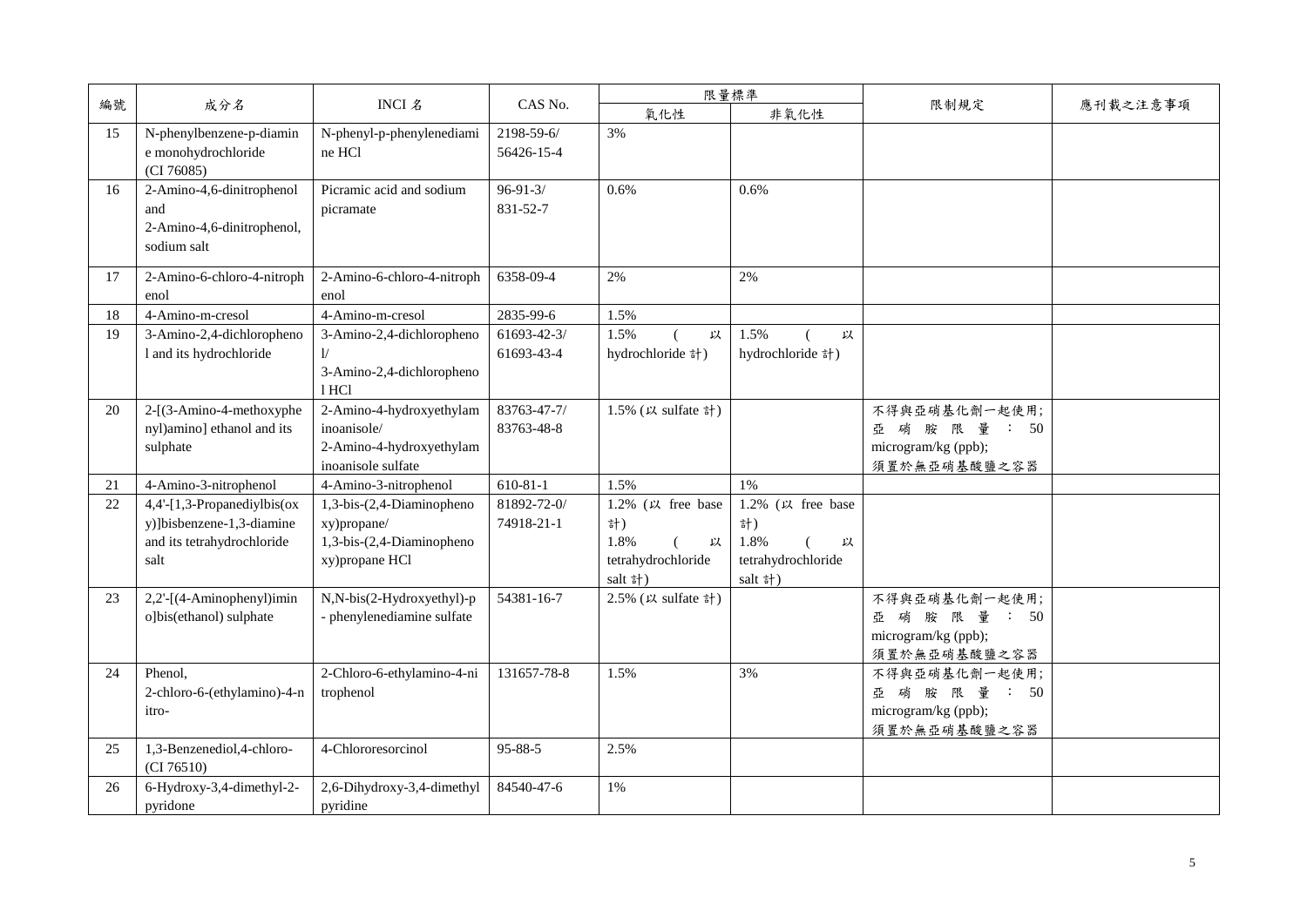| 編號 | 成分名 | INCI 名 | CAS No. | 限量標準 | | 限制規定 | 應刊載之注意事項 |
|---|---|---|---|---|---|---|---|
| | | | | 氧化性 | 非氧化性 | | |
| 15 | N-phenylbenzene-p-diamine monohydrochloride (CI 76085) | N-phenyl-p-phenylenediamine HCl | 2198-59-6/ 56426-15-4 | 3% | | | |
| 16 | 2-Amino-4,6-dinitrophenol and 2-Amino-4,6-dinitrophenol, sodium salt | Picramic acid and sodium picramate | 96-91-3/ 831-52-7 | 0.6% | 0.6% | | |
| 17 | 2-Amino-6-chloro-4-nitrophenol | 2-Amino-6-chloro-4-nitrophenol | 6358-09-4 | 2% | 2% | | |
| 18 | 4-Amino-m-cresol | 4-Amino-m-cresol | 2835-99-6 | 1.5% | | | |
| 19 | 3-Amino-2,4-dichlorophenol and its hydrochloride | 3-Amino-2,4-dichlorophenol/ 3-Amino-2,4-dichlorophenol HCl | 61693-42-3/ 61693-43-4 | 1.5% (以 hydrochloride 計) | 1.5% (以 hydrochloride 計) | | |
| 20 | 2-[(3-Amino-4-methoxyphenyl)amino] ethanol and its sulphate | 2-Amino-4-hydroxyethylaminoanisole/ 2-Amino-4-hydroxyethylaminoanisole sulfate | 83763-47-7/ 83763-48-8 | 1.5% (以 sulfate 計) | | 不得與亞硝基化劑一起使用; 亞硝胺限量: 50 microgram/kg (ppb); 須置於無亞硝基酸鹽之容器 | |
| 21 | 4-Amino-3-nitrophenol | 4-Amino-3-nitrophenol | 610-81-1 | 1.5% | 1% | | |
| 22 | 4,4'-[1,3-Propanediylbis(oxy)]bisbenzene-1,3-diamine and its tetrahydrochloride salt | 1,3-bis-(2,4-Diaminophenoxy)propane/ 1,3-bis-(2,4-Diaminophenoxy)propane HCl | 81892-72-0/ 74918-21-1 | 1.2% (以 free base 計) 1.8% (以 tetrahydrochloride salt 計) | 1.2% (以 free base 計) 1.8% (以 tetrahydrochloride salt 計) | | |
| 23 | 2,2'-[(4-Aminophenyl)imino]bis(ethanol) sulphate | N,N-bis(2-Hydroxyethyl)-p - phenylenediamine sulfate | 54381-16-7 | 2.5% (以 sulfate 計) | | 不得與亞硝基化劑一起使用; 亞硝胺限量: 50 microgram/kg (ppb); 須置於無亞硝基酸鹽之容器 | |
| 24 | Phenol, 2-chloro-6-(ethylamino)-4-nitro- | 2-Chloro-6-ethylamino-4-nitrophenol | 131657-78-8 | 1.5% | 3% | 不得與亞硝基化劑一起使用; 亞硝胺限量: 50 microgram/kg (ppb); 須置於無亞硝基酸鹽之容器 | |
| 25 | 1,3-Benzenediol,4-chloro- (CI 76510) | 4-Chlororesorcinol | 95-88-5 | 2.5% | | | |
| 26 | 6-Hydroxy-3,4-dimethyl-2-pyridone | 2,6-Dihydroxy-3,4-dimethylpyridine | 84540-47-6 | 1% | | | |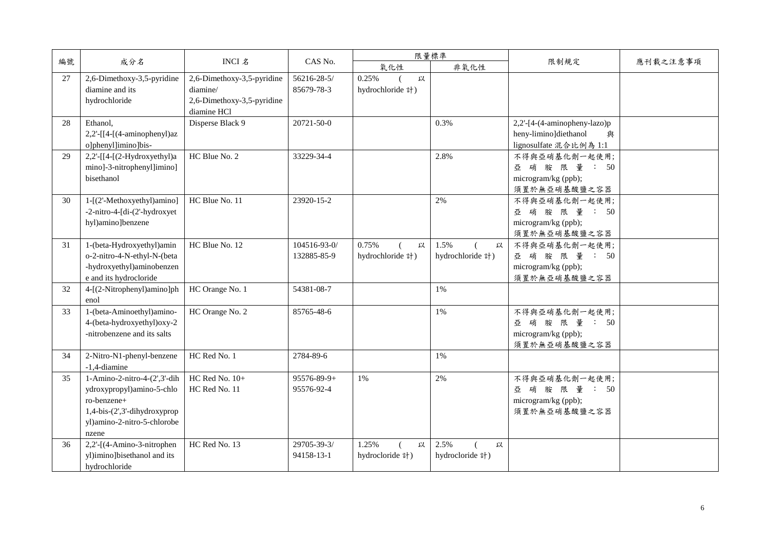| 編號 | 成分名 | INCI 名 | CAS No. | 限量標準 | | 限制規定 | 應刊載之注意事項 |
|---|---|---|---|---|---|---|---|
| | | | | 氧化性 | 非氧化性 | | |
| 27 | 2,6-Dimethoxy-3,5-pyridine diamine and its hydrochloride | 2,6-Dimethoxy-3,5-pyridine diamine/ 2,6-Dimethoxy-3,5-pyridine diamine HCl | 56216-28-5/ 85679-78-3 | 0.25% (以 hydrochloride 計) | | | |
| 28 | Ethanol, 2,2'-[[4-[(4-aminophenyl)azo]phenyl]imino]bis- | Disperse Black 9 | 20721-50-0 | | 0.3% | 2,2'-[4-(4-aminopheny-lazo)pheny-limino]diethanol 與 lignosulfate 混合比例為 1:1 | |
| 29 | 2,2'-[[4-[(2-Hydroxyethyl)amino]-3-nitrophenyl]imino] bisethanol | HC Blue No. 2 | 33229-34-4 | | 2.8% | 不得與亞硝基化劑一起使用; 亞硝胺限量: 50 microgram/kg (ppb); 須置於無亞硝基酸鹽之容器 | |
| 30 | 1-[(2'-Methoxyethyl)amino]-2-nitro-4-[di-(2'-hydroxyethyl)amino]benzene | HC Blue No. 11 | 23920-15-2 | | 2% | 不得與亞硝基化劑一起使用; 亞硝胺限量: 50 microgram/kg (ppb); 須置於無亞硝基酸鹽之容器 | |
| 31 | 1-(beta-Hydroxyethyl)amino-2-nitro-4-N-ethyl-N-(beta-hydroxyethyl)aminobenzene and its hydrocloride | HC Blue No. 12 | 104516-93-0/ 132885-85-9 | 0.75% (以 hydrochloride 計) | 1.5% (以 hydrochloride 計) | 不得與亞硝基化劑一起使用; 亞硝胺限量: 50 microgram/kg (ppb); 須置於無亞硝基酸鹽之容器 | |
| 32 | 4-[(2-Nitrophenyl)amino]phenol | HC Orange No. 1 | 54381-08-7 | | 1% | | |
| 33 | 1-(beta-Aminoethyl)amino-4-(beta-hydroxyethyl)oxy-2-nitrobenzene and its salts | HC Orange No. 2 | 85765-48-6 | | 1% | 不得與亞硝基化劑一起使用; 亞硝胺限量: 50 microgram/kg (ppb); 須置於無亞硝基酸鹽之容器 | |
| 34 | 2-Nitro-N1-phenyl-benzene-1,4-diamine | HC Red No. 1 | 2784-89-6 | | 1% | | |
| 35 | 1-Amino-2-nitro-4-(2',3'-dihydroxypropyl)amino-5-chloro-benzene+ 1,4-bis-(2',3'-dihydroxypropyl)amino-2-nitro-5-chlorobenzene | HC Red No. 10+ HC Red No. 11 | 95576-89-9+ 95576-92-4 | 1% | 2% | 不得與亞硝基化劑一起使用; 亞硝胺限量: 50 microgram/kg (ppb); 須置於無亞硝基酸鹽之容器 | |
| 36 | 2,2'-[(4-Amino-3-nitrophenyl)imino]bisethanol and its hydrochloride | HC Red No. 13 | 29705-39-3/ 94158-13-1 | 1.25% (以 hydrocloride 計) | 2.5% (以 hydrocloride 計) | | |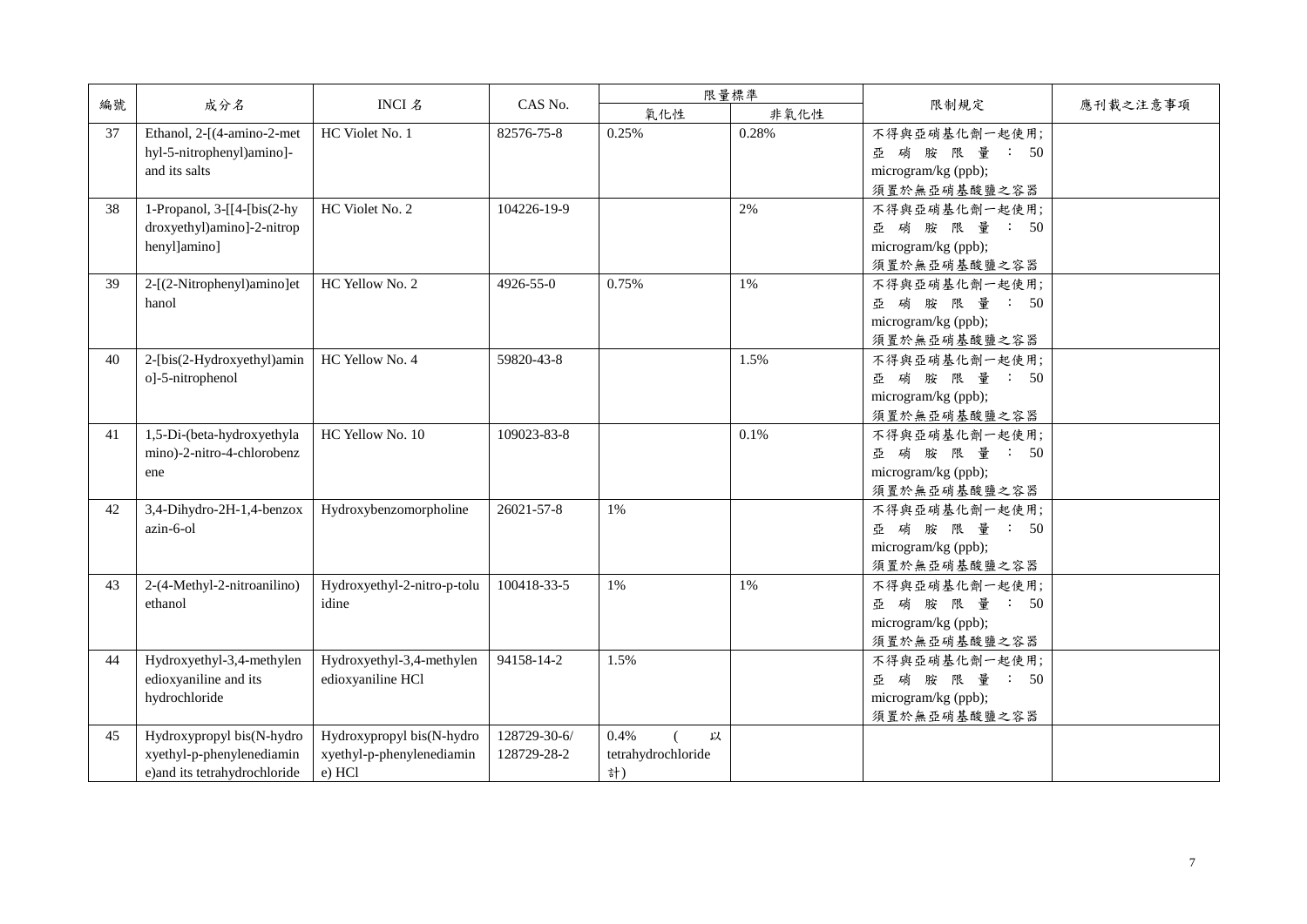| 編號 | 成分名 | INCI 名 | CAS No. | 限量標準 | | 限制規定 | 應刊載之注意事項 |
|---|---|---|---|---|---|---|---|
| | | | | 氧化性 | 非氧化性 | | |
| 37 | Ethanol, 2-[(4-amino-2-methyl-5-nitrophenyl)amino]- and its salts | HC Violet No. 1 | 82576-75-8 | 0.25% | 0.28% | 不得與亞硝基化劑一起使用; 亞硝胺限量: 50 microgram/kg (ppb); 須置於無亞硝基酸鹽之容器 | |
| 38 | 1-Propanol, 3-[[4-[bis(2-hydroxyethyl)amino]-2-nitrophenyl]amino] | HC Violet No. 2 | 104226-19-9 | | 2% | 不得與亞硝基化劑一起使用; 亞硝胺限量: 50 microgram/kg (ppb); 須置於無亞硝基酸鹽之容器 | |
| 39 | 2-[(2-Nitrophenyl)amino]ethanol | HC Yellow No. 2 | 4926-55-0 | 0.75% | 1% | 不得與亞硝基化劑一起使用; 亞硝胺限量: 50 microgram/kg (ppb); 須置於無亞硝基酸鹽之容器 | |
| 40 | 2-[bis(2-Hydroxyethyl)amino]-5-nitrophenol | HC Yellow No. 4 | 59820-43-8 | | 1.5% | 不得與亞硝基化劑一起使用; 亞硝胺限量: 50 microgram/kg (ppb); 須置於無亞硝基酸鹽之容器 | |
| 41 | 1,5-Di-(beta-hydroxyethylamino)-2-nitro-4-chlorobenzene | HC Yellow No. 10 | 109023-83-8 | | 0.1% | 不得與亞硝基化劑一起使用; 亞硝胺限量: 50 microgram/kg (ppb); 須置於無亞硝基酸鹽之容器 | |
| 42 | 3,4-Dihydro-2H-1,4-benzoxazin-6-ol | Hydroxybenzomorpholine | 26021-57-8 | 1% | | 不得與亞硝基化劑一起使用; 亞硝胺限量: 50 microgram/kg (ppb); 須置於無亞硝基酸鹽之容器 | |
| 43 | 2-(4-Methyl-2-nitroanilino)ethanol | Hydroxyethyl-2-nitro-p-toluidine | 100418-33-5 | 1% | 1% | 不得與亞硝基化劑一起使用; 亞硝胺限量: 50 microgram/kg (ppb); 須置於無亞硝基酸鹽之容器 | |
| 44 | Hydroxyethyl-3,4-methylenedioxyaniline and its hydrochloride | Hydroxyethyl-3,4-methylenedioxyaniline HCl | 94158-14-2 | 1.5% | | 不得與亞硝基化劑一起使用; 亞硝胺限量: 50 microgram/kg (ppb); 須置於無亞硝基酸鹽之容器 | |
| 45 | Hydroxypropyl bis(N-hydroxyethyl-p-phenylenediamine)and its tetrahydrochloride | Hydroxypropyl bis(N-hydroxyethyl-p-phenylenediamine) HCl | 128729-30-6/ 128729-28-2 | 0.4% (以 tetrahydrochloride 計) | | | |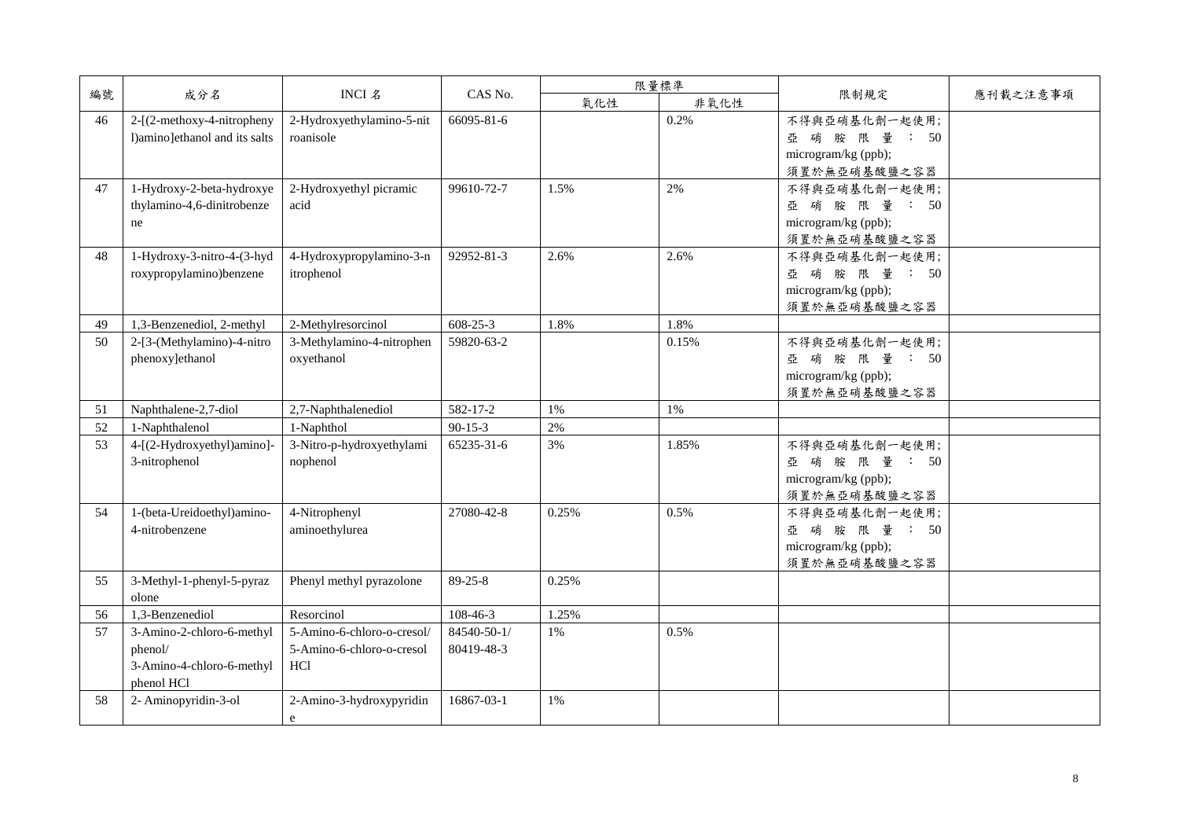| 編號 | 成分名 | INCI 名 | CAS No. | 限量標準 | | 限制規定 | 應刊載之注意事項 |
|---|---|---|---|---|---|---|---|
| | | | | 氧化性 | 非氧化性 | | |
| 46 | 2-[(2-methoxy-4-nitrophenyl)amino]ethanol and its salts | 2-Hydroxyethylamino-5-nitroanisole | 66095-81-6 | | 0.2% | 不得與亞硝基化劑一起使用;亞硝胺限量：50 microgram/kg (ppb);須置於無亞硝基酸鹽之容器 | |
| 47 | 1-Hydroxy-2-beta-hydroxyethylamino-4,6-dinitrobenzene | 2-Hydroxyethyl picramic acid | 99610-72-7 | 1.5% | 2% | 不得與亞硝基化劑一起使用;亞硝胺限量：50 microgram/kg (ppb);須置於無亞硝基酸鹽之容器 | |
| 48 | 1-Hydroxy-3-nitro-4-(3-hydroxypropylamino)benzene | 4-Hydroxypropylamino-3-nitrophenol | 92952-81-3 | 2.6% | 2.6% | 不得與亞硝基化劑一起使用;亞硝胺限量：50 microgram/kg (ppb);須置於無亞硝基酸鹽之容器 | |
| 49 | 1,3-Benzenediol, 2-methyl | 2-Methylresorcinol | 608-25-3 | 1.8% | 1.8% | | |
| 50 | 2-[3-(Methylamino)-4-nitrophenoxy]ethanol | 3-Methylamino-4-nitrophenoxyethanol | 59820-63-2 | | 0.15% | 不得與亞硝基化劑一起使用;亞硝胺限量：50 microgram/kg (ppb);須置於無亞硝基酸鹽之容器 | |
| 51 | Naphthalene-2,7-diol | 2,7-Naphthalenediol | 582-17-2 | 1% | 1% | | |
| 52 | 1-Naphthalenol | 1-Naphthol | 90-15-3 | 2% | | | |
| 53 | 4-[(2-Hydroxyethyl)amino]-3-nitrophenol | 3-Nitro-p-hydroxyethylaminophenol | 65235-31-6 | 3% | 1.85% | 不得與亞硝基化劑一起使用;亞硝胺限量：50 microgram/kg (ppb);須置於無亞硝基酸鹽之容器 | |
| 54 | 1-(beta-Ureidoethyl)amino-4-nitrobenzene | 4-Nitrophenyl aminoethylurea | 27080-42-8 | 0.25% | 0.5% | 不得與亞硝基化劑一起使用;亞硝胺限量：50 microgram/kg (ppb);須置於無亞硝基酸鹽之容器 | |
| 55 | 3-Methyl-1-phenyl-5-pyrazolone | Phenyl methyl pyrazolone | 89-25-8 | 0.25% | | | |
| 56 | 1,3-Benzenediol | Resorcinol | 108-46-3 | 1.25% | | | |
| 57 | 3-Amino-2-chloro-6-methylphenol/ 3-Amino-4-chloro-6-methylphenol HCl | 5-Amino-6-chloro-o-cresol/ 5-Amino-6-chloro-o-cresol HCl | 84540-50-1/ 80419-48-3 | 1% | 0.5% | | |
| 58 | 2- Aminopyridin-3-ol | 2-Amino-3-hydroxypyridine | 16867-03-1 | 1% | | | |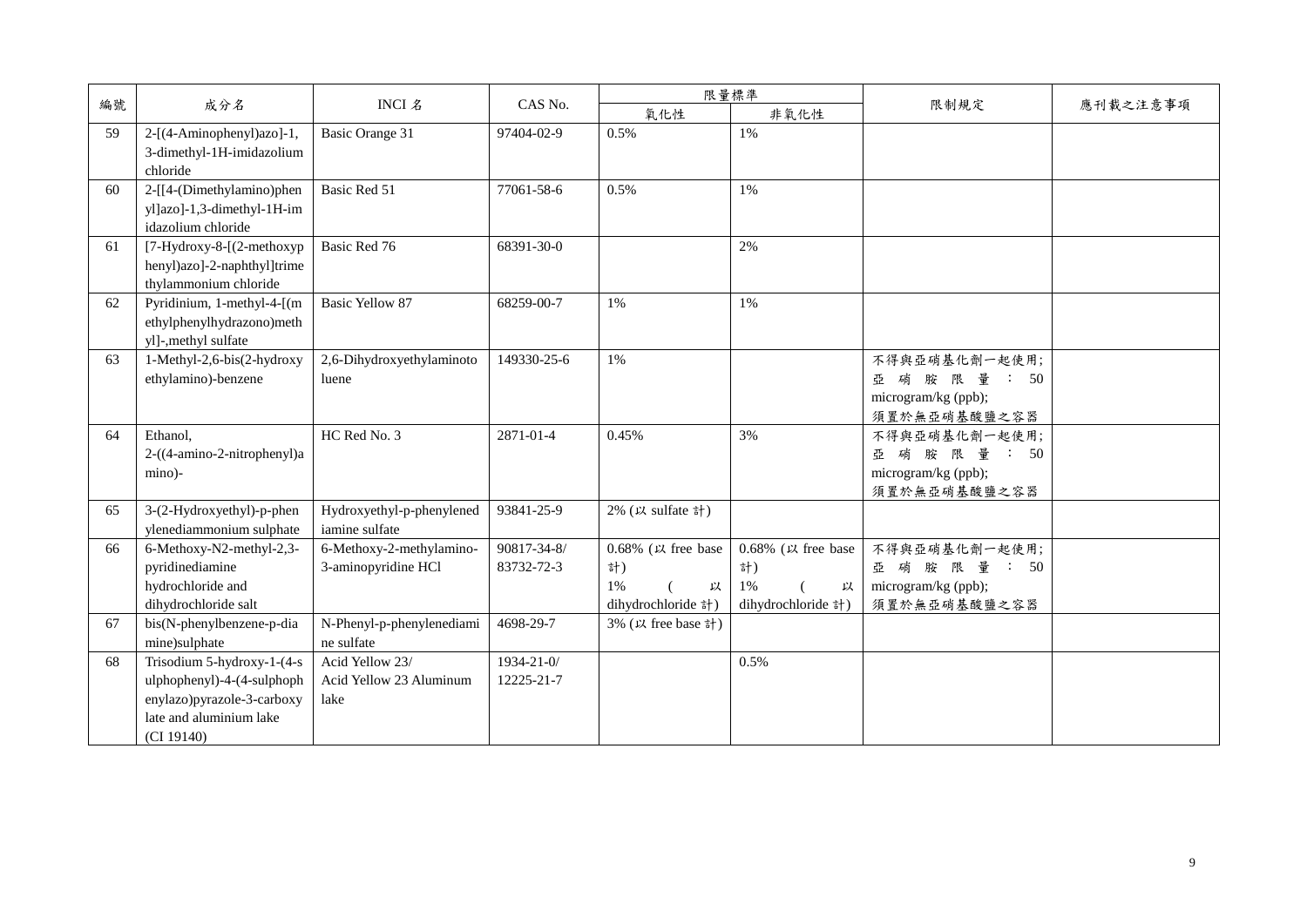| 編號 | 成分名 | INCI 名 | CAS No. | 限量標準 | | 限制規定 | 應刊載之注意事項 |
|---|---|---|---|---|---|---|---|
| | | | | 氧化性 | 非氧化性 | | |
| 59 | 2-[(4-Aminophenyl)azo]-1,3-dimethyl-1H-imidazolium chloride | Basic Orange 31 | 97404-02-9 | 0.5% | 1% | | |
| 60 | 2-[[4-(Dimethylamino)phenyl]azo]-1,3-dimethyl-1H-imidazolium chloride | Basic Red 51 | 77061-58-6 | 0.5% | 1% | | |
| 61 | [7-Hydroxy-8-[(2-methoxyphenyl)azo]-2-naphthyl]trimethylammonium chloride | Basic Red 76 | 68391-30-0 | | 2% | | |
| 62 | Pyridinium, 1-methyl-4-[(methylphenylhydrazono)methyl]-,methyl sulfate | Basic Yellow 87 | 68259-00-7 | 1% | 1% | | |
| 63 | 1-Methyl-2,6-bis(2-hydroxyethylamino)-benzene | 2,6-Dihydroxyethylaminotoluene | 149330-25-6 | 1% | | 不得與亞硝基化劑一起使用; 亞硝胺限量：50 microgram/kg (ppb); 須置於無亞硝基酸鹽之容器 | |
| 64 | Ethanol, 2-((4-amino-2-nitrophenyl)amino)- | HC Red No. 3 | 2871-01-4 | 0.45% | 3% | 不得與亞硝基化劑一起使用; 亞硝胺限量：50 microgram/kg (ppb); 須置於無亞硝基酸鹽之容器 | |
| 65 | 3-(2-Hydroxyethyl)-p-phenylenediammonium sulphate | Hydroxyethyl-p-phenylenediamine sulfate | 93841-25-9 | 2% (以 sulfate 計) | | | |
| 66 | 6-Methoxy-N2-methyl-2,3-pyridinediamine hydrochloride and dihydrochloride salt | 6-Methoxy-2-methylamino-3-aminopyridine HCl | 90817-34-8/ 83732-72-3 | 0.68% (以 free base 計) 1% (以 dihydrochloride 計) | 0.68% (以 free base 計) 1% (以 dihydrochloride 計) | 不得與亞硝基化劑一起使用; 亞硝胺限量：50 microgram/kg (ppb); 須置於無亞硝基酸鹽之容器 | |
| 67 | bis(N-phenylbenzene-p-diamine)sulphate | N-Phenyl-p-phenylenediamine sulfate | 4698-29-7 | 3% (以 free base 計) | | | |
| 68 | Trisodium 5-hydroxy-1-(4-sulphophenyl)-4-(4-sulphophenylazo)pyrazole-3-carboxylate and aluminium lake (CI 19140) | Acid Yellow 23/ Acid Yellow 23 Aluminum lake | 1934-21-0/ 12225-21-7 | | 0.5% | | |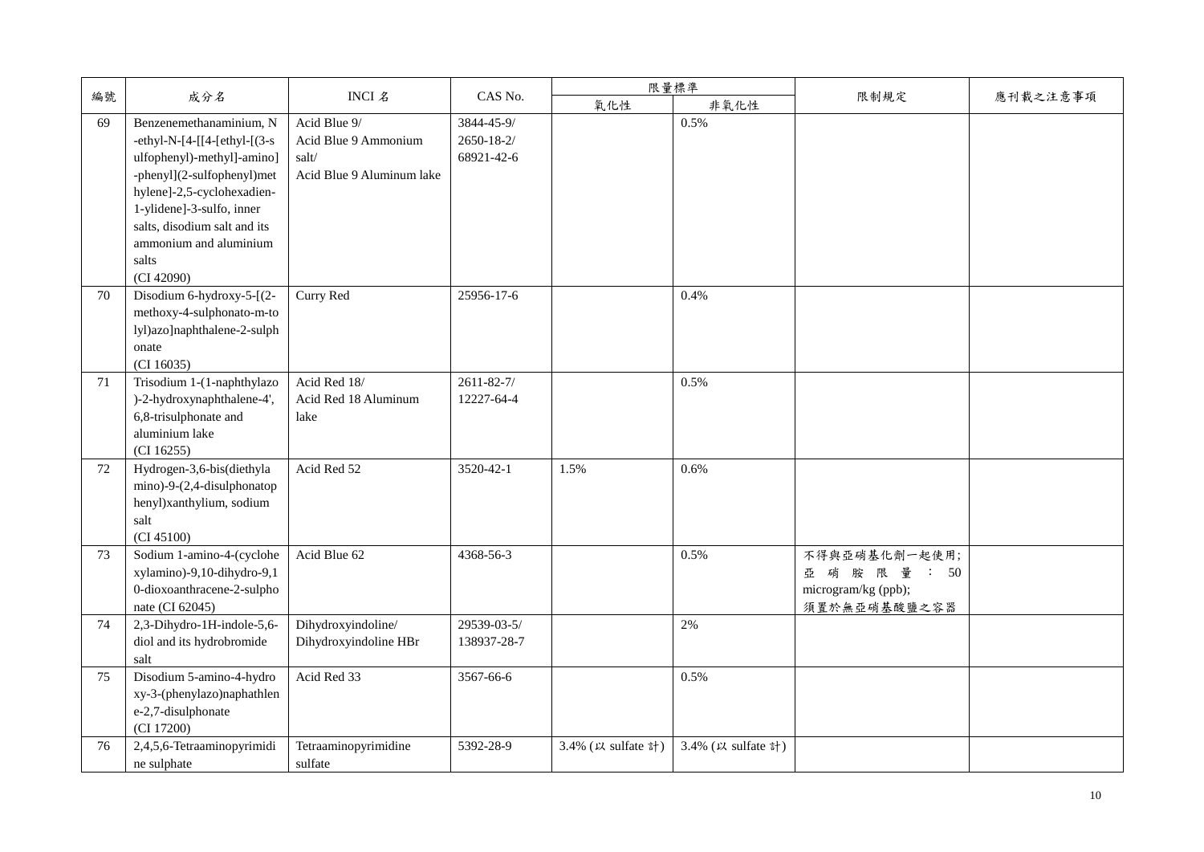| 編號 | 成分名 | INCI 名 | CAS No. | 限量標準 | | 限制規定 | 應刊載之注意事項 |
|---|---|---|---|---|---|---|---|
| | | | | 氧化性 | 非氧化性 | | |
| 69 | Benzenemethanaminium, N-ethyl-N-[4-[[4-[ethyl-[(3-sulfophenyl)-methyl]-amino]-phenyl](2-sulfophenyl)methylene]-2,5-cyclohexadien-1-ylidene]-3-sulfo, inner salts, disodium salt and its ammonium and aluminium salts (CI 42090) | Acid Blue 9/ Acid Blue 9 Ammonium salt/ Acid Blue 9 Aluminum lake | 3844-45-9/ 2650-18-2/ 68921-42-6 | | 0.5% | | |
| 70 | Disodium 6-hydroxy-5-[(2-methoxy-4-sulphonato-m-tolyl)azo]naphthalene-2-sulphonate (CI 16035) | Curry Red | 25956-17-6 | | 0.4% | | |
| 71 | Trisodium 1-(1-naphthylazo)-2-hydroxynaphthalene-4',6,8-trisulphonate and aluminium lake (CI 16255) | Acid Red 18/ Acid Red 18 Aluminum lake | 2611-82-7/ 12227-64-4 | | 0.5% | | |
| 72 | Hydrogen-3,6-bis(diethylamino)-9-(2,4-disulphonatophenyl)xanthylium, sodium salt (CI 45100) | Acid Red 52 | 3520-42-1 | 1.5% | 0.6% | | |
| 73 | Sodium 1-amino-4-(cyclohexylamino)-9,10-dihydro-9,10-dioxoanthracene-2-sulphonate (CI 62045) | Acid Blue 62 | 4368-56-3 | | 0.5% | 不得與亞硝基化劑一起使用; 亞硝胺限量：50 microgram/kg (ppb); 須置於無亞硝基酸鹽之容器 | |
| 74 | 2,3-Dihydro-1H-indole-5,6-diol and its hydrobromide salt | Dihydroxyindoline/ Dihydroxyindoline HBr | 29539-03-5/ 138937-28-7 | | 2% | | |
| 75 | Disodium 5-amino-4-hydroxy-3-(phenylazo)naphthalene-2,7-disulphonate (CI 17200) | Acid Red 33 | 3567-66-6 | | 0.5% | | |
| 76 | 2,4,5,6-Tetraaminopyrimidine sulphate | Tetraaminopyrimidine sulfate | 5392-28-9 | 3.4% (以 sulfate 計) | 3.4% (以 sulfate 計) | | |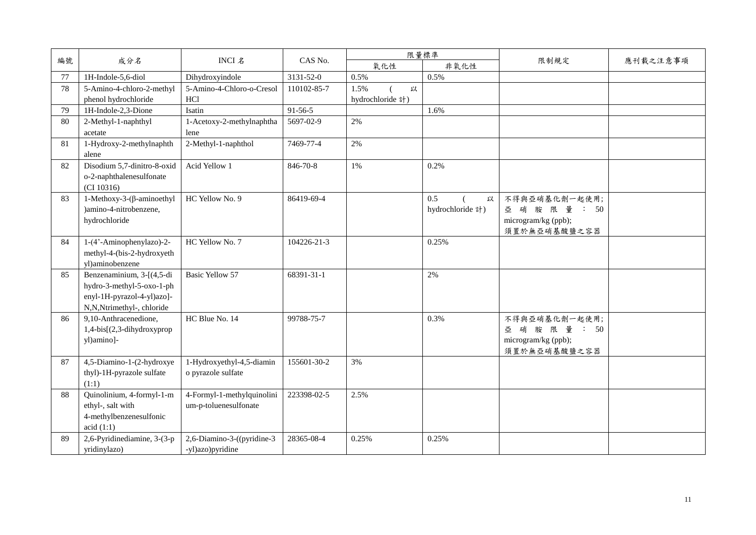| 編號 | 成分名 | INCI 名 | CAS No. | 限量標準 | | 限制規定 | 應刊載之注意事項 |
|---|---|---|---|---|---|---|---|
| | | | | 氧化性 | 非氧化性 | | |
| 77 | 1H-Indole-5,6-diol | Dihydroxyindole | 3131-52-0 | 0.5% | 0.5% | | |
| 78 | 5-Amino-4-chloro-2-methylphenol hydrochloride | 5-Amino-4-Chloro-o-Cresol HCl | 110102-85-7 | 1.5% (以 hydrochloride 計) | | | |
| 79 | 1H-Indole-2,3-Dione | Isatin | 91-56-5 | | 1.6% | | |
| 80 | 2-Methyl-1-naphthyl acetate | 1-Acetoxy-2-methylnaphthalene | 5697-02-9 | 2% | | | |
| 81 | 1-Hydroxy-2-methylnaphthalene | 2-Methyl-1-naphthol | 7469-77-4 | 2% | | | |
| 82 | Disodium 5,7-dinitro-8-oxido-2-naphthalenesulfonate (CI 10316) | Acid Yellow 1 | 846-70-8 | 1% | 0.2% | | |
| 83 | 1-Methoxy-3-(β-aminoethyl)amino-4-nitrobenzene, hydrochloride | HC Yellow No. 9 | 86419-69-4 | | 0.5 (以 hydrochloride 計) | 不得與亞硝基化劑一起使用;<br>亞硝胺限量: 50 microgram/kg (ppb);<br>須置於無亞硝基酸鹽之容器 | |
| 84 | 1-(4'-Aminophenylazo)-2-methyl-4-(bis-2-hydroxyethyl)aminobenzene | HC Yellow No. 7 | 104226-21-3 | | 0.25% | | |
| 85 | Benzenaminium, 3-[(4,5-dihydro-3-methyl-5-oxo-1-phenyl-1H-pyrazol-4-yl)azo]-N,N,Ntrimethyl-, chloride | Basic Yellow 57 | 68391-31-1 | | 2% | | |
| 86 | 9,10-Anthracenedione, 1,4-bis[(2,3-dihydroxypropyl)amino]- | HC Blue No. 14 | 99788-75-7 | | 0.3% | 不得與亞硝基化劑一起使用;<br>亞硝胺限量: 50 microgram/kg (ppb);<br>須置於無亞硝基酸鹽之容器 | |
| 87 | 4,5-Diamino-1-(2-hydroxyethyl)-1H-pyrazole sulfate (1:1) | 1-Hydroxyethyl-4,5-diamino pyrazole sulfate | 155601-30-2 | 3% | | | |
| 88 | Quinolinium, 4-formyl-1-methyl-, salt with 4-methylbenzenesulfonic acid (1:1) | 4-Formyl-1-methylquinolinium-p-toluenesulfonate | 223398-02-5 | 2.5% | | | |
| 89 | 2,6-Pyridinediamine, 3-(3-pyridinylazo) | 2,6-Diamino-3-((pyridine-3-yl)azo)pyridine | 28365-08-4 | 0.25% | 0.25% | | |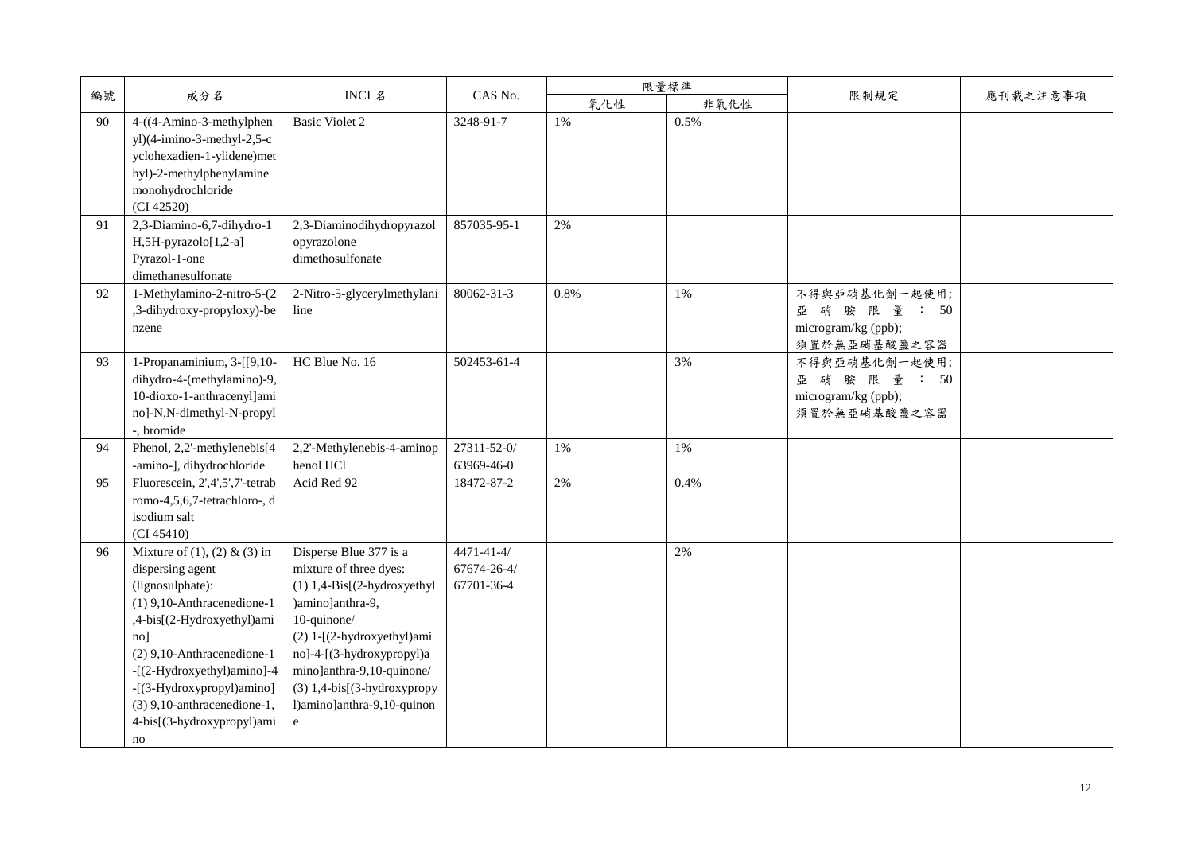| 編號 | 成分名 | INCI 名 | CAS No. | 限量標準 | | 限制規定 | 應刊載之注意事項 |
|---|---|---|---|---|---|---|---|
| | | | | 氧化性 | 非氧化性 | | |
| 90 | 4-((4-Amino-3-methylphenyl)(4-imino-3-methyl-2,5-cyclohexadien-1-ylidene)methyl)-2-methylphenylamine monohydrochloride (CI 42520) | Basic Violet 2 | 3248-91-7 | 1% | 0.5% | | |
| 91 | 2,3-Diamino-6,7-dihydro-1H,5H-pyrazolo[1,2-a] Pyrazol-1-one dimethanesulfonate | 2,3-Diaminodihydropyrazolopyrazolone dimethosulfonate | 857035-95-1 | 2% | | | |
| 92 | 1-Methylamino-2-nitro-5-(2,3-dihydroxy-propyloxy)-benzene | 2-Nitro-5-glycerylmethylaniline | 80062-31-3 | 0.8% | 1% | 不得與亞硝基化劑一起使用; 亞硝胺限量: 50 microgram/kg (ppb); 須置於無亞硝基酸鹽之容器 | |
| 93 | 1-Propanaminium, 3-[[9,10-dihydro-4-(methylamino)-9,10-dioxo-1-anthracenyl]amino]-N,N-dimethyl-N-propyl-, bromide | HC Blue No. 16 | 502453-61-4 | | 3% | 不得與亞硝基化劑一起使用; 亞硝胺限量: 50 microgram/kg (ppb); 須置於無亞硝基酸鹽之容器 | |
| 94 | Phenol, 2,2'-methylenebis[4-amino-], dihydrochloride | 2,2'-Methylenebis-4-aminophenol HCl | 27311-52-0/ 63969-46-0 | 1% | 1% | | |
| 95 | Fluorescein, 2',4',5',7'-tetrabromo-4,5,6,7-tetrachloro-, disodium salt (CI 45410) | Acid Red 92 | 18472-87-2 | 2% | 0.4% | | |
| 96 | Mixture of (1), (2) & (3) in dispersing agent (lignosulphate): (1) 9,10-Anthracenedione-1,4-bis[(2-Hydroxyethyl)amino] (2) 9,10-Anthracenedione-1-[(2-Hydroxyethyl)amino]-4-[(3-Hydroxypropyl)amino] (3) 9,10-anthracenedione-1,4-bis[(3-hydroxypropyl)amino | Disperse Blue 377 is a mixture of three dyes: (1) 1,4-Bis[(2-hydroxyethyl)amino]anthra-9,10-quinone/ (2) 1-[(2-hydroxyethyl)amino]-4-[(3-hydroxypropyl)amino]anthra-9,10-quinone/ (3) 1,4-bis[(3-hydroxypropyl)amino]anthra-9,10-quinone | 4471-41-4/ 67674-26-4/ 67701-36-4 | | 2% | | |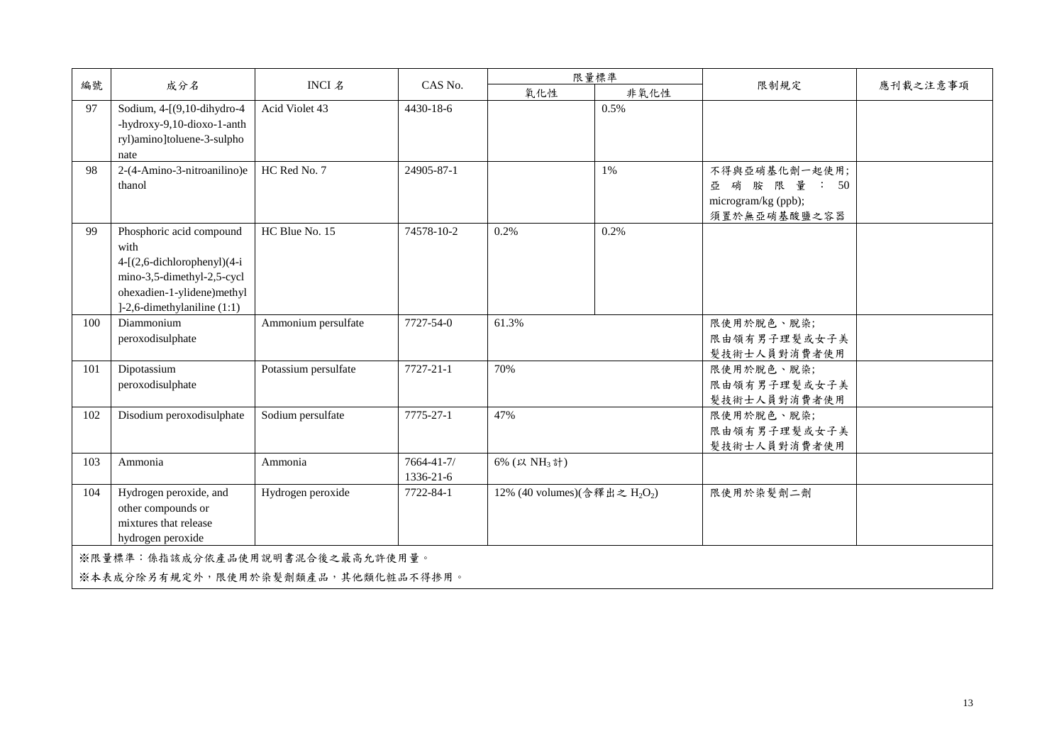| 編號 | 成分名 | INCI 名 | CAS No. | 限量標準 | | 限制規定 | 應刊載之注意事項 |
|---|---|---|---|---|---|---|---|
| | | | | 氧化性 | 非氧化性 | | |
| 97 | Sodium, 4-[(9,10-dihydro-4-hydroxy-9,10-dioxo-1-anthryl)amino]toluene-3-sulphonate | Acid Violet 43 | 4430-18-6 | | 0.5% | | |
| 98 | 2-(4-Amino-3-nitroanilino)ethanol | HC Red No. 7 | 24905-87-1 | | 1% | 不得與亞硝基化劑一起使用;<br>亞硝胺限量：50 microgram/kg (ppb);<br>須置於無亞硝基酸鹽之容器 | |
| 99 | Phosphoric acid compound with 4-[(2,6-dichlorophenyl)(4-imino-3,5-dimethyl-2,5-cyclohexadien-1-ylidene)methyl]-2,6-dimethylaniline (1:1) | HC Blue No. 15 | 74578-10-2 | 0.2% | 0.2% | | |
| 100 | Diammonium peroxodisulphate | Ammonium persulfate | 7727-54-0 | 61.3% | | 限使用於脫色、脫染;<br>限由領有男子理髮或女子美髮技術士人員對消費者使用 | |
| 101 | Dipotassium peroxodisulphate | Potassium persulfate | 7727-21-1 | 70% | | 限使用於脫色、脫染;<br>限由領有男子理髮或女子美髮技術士人員對消費者使用 | |
| 102 | Disodium peroxodisulphate | Sodium persulfate | 7775-27-1 | 47% | | 限使用於脫色、脫染;<br>限由領有男子理髮或女子美髮技術士人員對消費者使用 | |
| 103 | Ammonia | Ammonia | 7664-41-7/<br>1336-21-6 | 6% (以 $NH_3$ 計) | | | |
| 104 | Hydrogen peroxide, and other compounds or mixtures that release hydrogen peroxide | Hydrogen peroxide | 7722-84-1 | 12% (40 volumes)(含釋出之 $H_2O_2$) | | 限使用於染髮劑二劑 | |

※限量標準：係指該成分依產品使用說明書混合後之最高允許使用量。

※本表成分除另有規定外，限使用於染髮劑類產品，其他類化粧品不得摻用。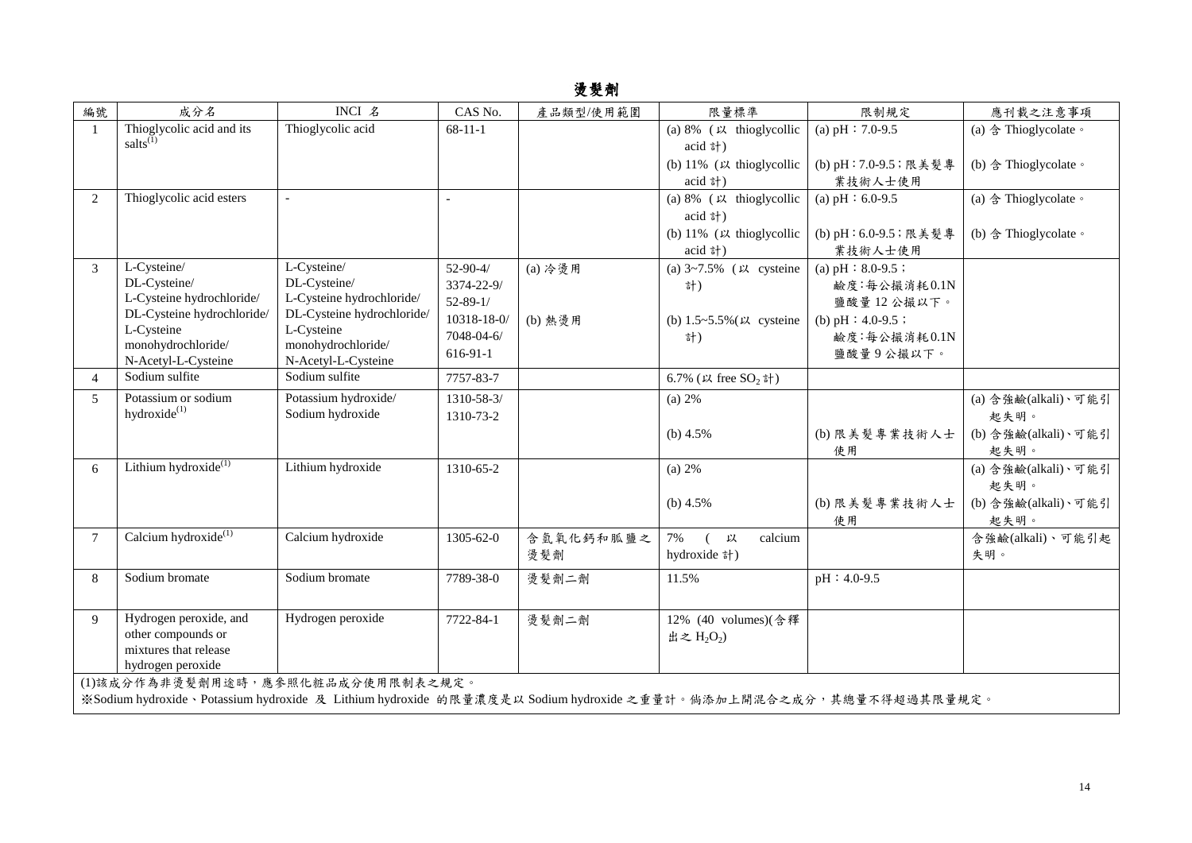# 燙髮劑

| 編號 | 成分名 | INCI 名 | CAS No. | 產品類型/使用範圍 | 限量標準 | 限制規定 | 應刊載之注意事項 |
|---|---|---|---|---|---|---|---|
| 1 | Thioglycolic acid and its salts(1) | Thioglycolic acid | 68-11-1 | | (a) 8% (以 thioglycollic acid 計)<br>(b) 11% (以 thioglycollic acid 計) | (a) pH：7.0-9.5<br>(b) pH：7.0-9.5；限美髮專業技術人士使用 | (a) 含 Thioglycolate。<br>(b) 含 Thioglycolate。 |
| 2 | Thioglycolic acid esters | - | - | | (a) 8% (以 thioglycollic acid 計)<br>(b) 11% (以 thioglycollic acid 計) | (a) pH：6.0-9.5<br>(b) pH：6.0-9.5；限美髮專業技術人士使用 | (a) 含 Thioglycolate。<br>(b) 含 Thioglycolate。 |
| 3 | L-Cysteine/<br>DL-Cysteine/<br>L-Cysteine hydrochloride/<br>DL-Cysteine hydrochloride/<br>L-Cysteine monohydrochloride/<br>N-Acetyl-L-Cysteine | L-Cysteine/<br>DL-Cysteine/<br>L-Cysteine hydrochloride/<br>DL-Cysteine hydrochloride/<br>L-Cysteine monohydrochloride/<br>N-Acetyl-L-Cysteine | 52-90-4/<br>3374-22-9/<br>52-89-1/<br>10318-18-0/<br>7048-04-6/<br>616-91-1 | (a) 冷燙用<br>(b) 熱燙用 | (a) 3~7.5% (以 cysteine 計)<br>(b) 1.5~5.5%(以 cysteine 計) | (a) pH：8.0-9.5；鹼度：每公撮消耗0.1N 鹽酸量 12 公撮以下。<br>(b) pH：4.0-9.5；鹼度：每公撮消耗0.1N 鹽酸量 9 公撮以下。 | |
| 4 | Sodium sulfite | Sodium sulfite | 7757-83-7 | | 6.7% (以 free $SO_2$ 計) | | |
| 5 | Potassium or sodium hydroxide(1) | Potassium hydroxide/<br>Sodium hydroxide | 1310-58-3/<br>1310-73-2 | | (a) 2%<br>(b) 4.5% | (b) 限美髮專業技術人士使用 | (a) 含強鹼(alkali)、可能引起失明。<br>(b) 含強鹼(alkali)、可能引起失明。 |
| 6 | Lithium hydroxide(1) | Lithium hydroxide | 1310-65-2 | | (a) 2%<br>(b) 4.5% | (b) 限美髮專業技術人士使用 | (a) 含強鹼(alkali)、可能引起失明。<br>(b) 含強鹼(alkali)、可能引起失明。 |
| 7 | Calcium hydroxide(1) | Calcium hydroxide | 1305-62-0 | 含氫氧化鈣和胍鹽之燙髮劑 | 7% (以 calcium hydroxide 計) | | 含強鹼(alkali)、可能引起失明。 |
| 8 | Sodium bromate | Sodium bromate | 7789-38-0 | 燙髮劑二劑 | 11.5% | pH：4.0-9.5 | |
| 9 | Hydrogen peroxide, and other compounds or mixtures that release hydrogen peroxide | Hydrogen peroxide | 7722-84-1 | 燙髮劑二劑 | 12% (40 volumes)(含釋出之 $H_2O_2$) | | |

(1)該成分作為非燙髮劑用途時，應參照化粧品成分使用限制表之規定。

※Sodium hydroxide、Potassium hydroxide 及 Lithium hydroxide 的限量濃度是以 Sodium hydroxide 之重量計。倘添加上開混合之成分，其總量不得超過其限量規定。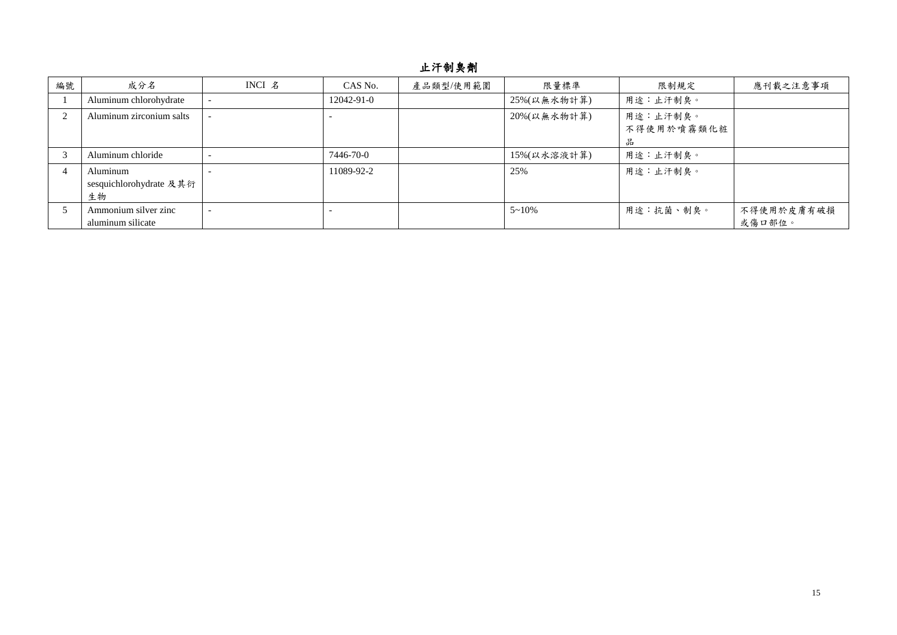## 止汗制臭劑

| 編號 | 成分名 | INCI 名 | CAS No. | 產品類型/使用範圍 | 限量標準 | 限制規定 | 應刊載之注意事項 |
|---|---|---|---|---|---|---|---|
| 1 | Aluminum chlorohydrate | - | 12042-91-0 | | 25%(以無水物計算) | 用途：止汗制臭。 | |
| 2 | Aluminum zirconium salts | - | - | | 20%(以無水物計算) | 用途：止汗制臭。<br>不得使用於噴霧類化粧品 | |
| 3 | Aluminum chloride | - | 7446-70-0 | | 15%(以水溶液計算) | 用途：止汗制臭。 | |
| 4 | Aluminum sesquichlorohydrate 及其衍生物 | - | 11089-92-2 | | 25% | 用途：止汗制臭。 | |
| 5 | Ammonium silver zinc aluminum silicate | - | - | | 5~10% | 用途：抗菌、制臭。 | 不得使用於皮膚有破損或傷口部位。 |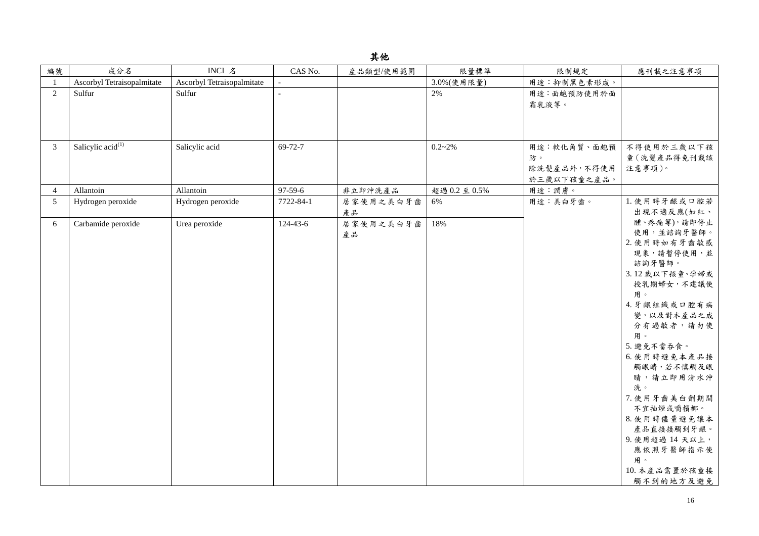# 其他

| 編號 | 成分名 | INCI 名 | CAS No. | 產品類型/使用範圍 | 限量標準 | 限制規定 | 應刊載之注意事項 |
|---|---|---|---|---|---|---|---|
| 1 | Ascorbyl Tetraisopalmitate | Ascorbyl Tetraisopalmitate | - | | 3.0%(使用限量) | 用途：抑制黑色素形成。 | |
| 2 | Sulfur | Sulfur | - | | 2% | 用途：面皰預防使用於面霜乳液等。 | |
| 3 | Salicylic acid[(1)] | Salicylic acid | 69-72-7 | | 0.2~2% | 用途：軟化角質、面皰預防。<br>除洗髮產品外，不得使用於三歲以下孩童之產品。 | 不得使用於三歲以下孩童(洗髮產品得免刊載該注意事項)。 |
| 4 | Allantoin | Allantoin | 97-59-6 | 非立即沖洗產品 | 超過 0.2 至 0.5% | 用途：潤膚。 | |
| 5 | Hydrogen peroxide | Hydrogen peroxide | 7722-84-1 | 居家使用之美白牙齒產品 | 6% | 用途：美白牙齒。 | 1. 使用時牙齦或口腔若出現不適反應(如紅、腫、疼痛等)，請即停止使用，並諮詢牙醫師。<br>2. 使用時如有牙齒敏感現象，請暫停使用，並諮詢牙醫師。<br>3. 12 歲以下孩童、孕婦或授乳期婦女，不建議使用。<br>4. 牙齦組織或口腔有病變，以及對本產品之成分有過敏者，請勿使用。<br>5. 避免不當吞食。<br>6. 使用時避免本產品接觸眼睛，若不慎觸及眼睛，請立即用清水沖洗。<br>7. 使用牙齒美白劑期間不宜抽煙或嚼檳榔。<br>8. 使用時儘量避免讓本產品直接接觸到牙齦。<br>9. 使用超過 14 天以上，應依照牙醫師指示使用。<br>10. 本產品需置於孩童接觸不到的地方及避免 |
| 6 | Carbamide peroxide | Urea peroxide | 124-43-6 | 居家使用之美白牙齒產品 | 18% | | |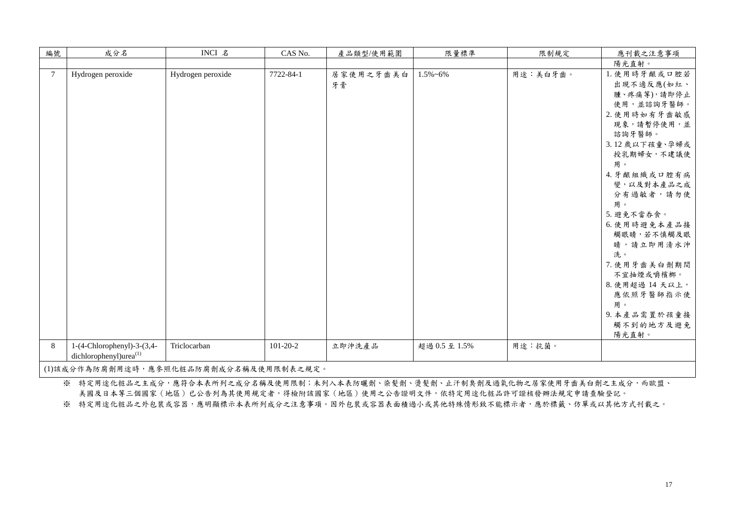| 編號 | 成分名 | INCI 名 | CAS No. | 產品類型/使用範圍 | 限量標準 | 限制規定 | 應刊載之注意事項 |
|---|---|---|---|---|---|---|---|
| | | | | | | | 陽光直射。 |
| 7 | Hydrogen peroxide | Hydrogen peroxide | 7722-84-1 | 居家使用之牙齒美白牙膏 | 1.5%~6% | 用途：美白牙齒。 | 1. 使用時牙齦或口腔若出現不適反應(如紅、腫、疼痛等)，請即停止使用，並諮詢牙醫師。<br>2. 使用時如有牙齒敏感現象，請暫停使用，並諮詢牙醫師。<br>3. 12 歲以下孩童、孕婦或授乳期婦女，不建議使用。<br>4. 牙齦組織或口腔有病變，以及對本產品之成分有過敏者，請勿使用。<br>5. 避免不當吞食。<br>6. 使用時避免本產品接觸眼睛，若不慎觸及眼睛，請立即用清水沖洗。<br>7. 使用牙齒美白劑期間不宜抽煙或嚼檳榔。<br>8. 使用超過 14 天以上，應依照牙醫師指示使用。<br>9. 本產品需置於孩童接觸不到的地方及避免陽光直射。 |
| 8 | 1-(4-Chlorophenyl)-3-(3,4-dichlorophenyl)urea[(1)] | Triclocarban | 101-20-2 | 立即沖洗產品 | 超過 0.5 至 1.5% | 用途：抗菌。 | |

(1)該成分作為防腐劑用途時，應參照化粧品防腐劑成分名稱及使用限制表之規定。

※ 特定用途化粧品之主成分，應符合本表所列之成分名稱及使用限制；未列入本表防曬劑、染髮劑、燙髮劑、止汗制臭劑及過氧化物之居家使用牙齒美白劑之主成分，而歐盟、美國及日本等三個國家（地區）已公告列為其使用規定者，得檢附該國家（地區）使用之公告證明文件，依特定用途化粧品許可證核發辦法規定申請查驗登記。

※ 特定用途化粧品之外包裝或容器，應明顯標示本表所列成分之注意事項。因外包裝或容器表面積過小或其他特殊情形致不能標示者，應於標籤、仿單或以其他方式刊載之。